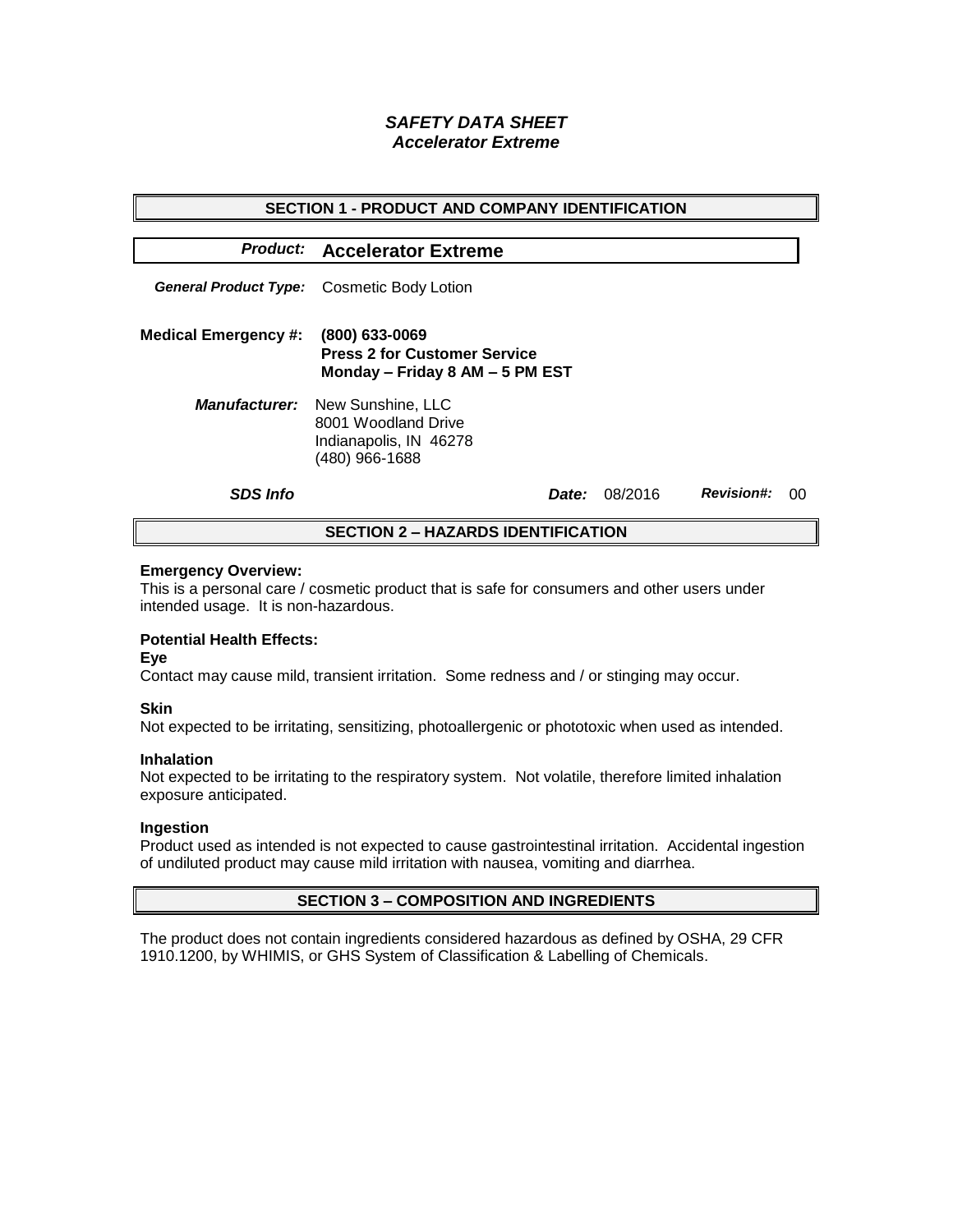# *SAFETY DATA SHEET*
## *Accelerator Extreme*

## SECTION 1 - PRODUCT AND COMPANY IDENTIFICATION

***Product:*** **Accelerator Extreme**

***General Product Type:*** Cosmetic Body Lotion

**Medical Emergency #:** **(800) 633-0069**
**Press 2 for Customer Service**
**Monday – Friday 8 AM – 5 PM EST**

***Manufacturer:*** New Sunshine, LLC
8001 Woodland Drive
Indianapolis, IN 46278
(480) 966-1688

***SDS Info*** ***Date:*** 08/2016 ***Revision#:*** 00

## SECTION 2 – HAZARDS IDENTIFICATION

**Emergency Overview:**
This is a personal care / cosmetic product that is safe for consumers and other users under intended usage. It is non-hazardous.

**Potential Health Effects:**

**Eye**
Contact may cause mild, transient irritation. Some redness and / or stinging may occur.

**Skin**
Not expected to be irritating, sensitizing, photoallergenic or phototoxic when used as intended.

**Inhalation**
Not expected to be irritating to the respiratory system. Not volatile, therefore limited inhalation exposure anticipated.

**Ingestion**
Product used as intended is not expected to cause gastrointestinal irritation. Accidental ingestion of undiluted product may cause mild irritation with nausea, vomiting and diarrhea.

## SECTION 3 – COMPOSITION AND INGREDIENTS

The product does not contain ingredients considered hazardous as defined by OSHA, 29 CFR 1910.1200, by WHIMIS, or GHS System of Classification & Labelling of Chemicals.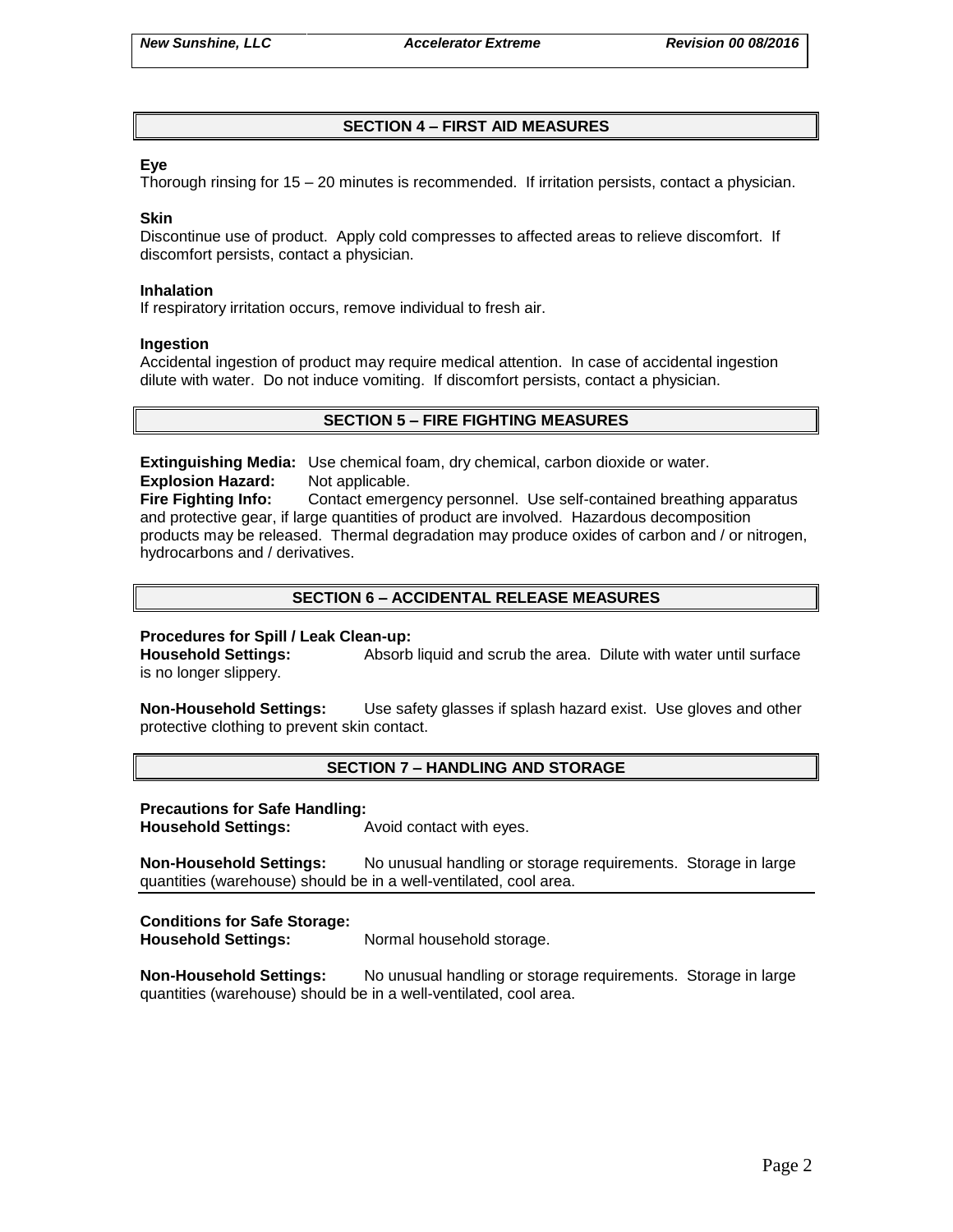## SECTION 4 – FIRST AID MEASURES

**Eye**
Thorough rinsing for 15 – 20 minutes is recommended. If irritation persists, contact a physician.

**Skin**
Discontinue use of product. Apply cold compresses to affected areas to relieve discomfort. If discomfort persists, contact a physician.

**Inhalation**
If respiratory irritation occurs, remove individual to fresh air.

**Ingestion**
Accidental ingestion of product may require medical attention. In case of accidental ingestion dilute with water. Do not induce vomiting. If discomfort persists, contact a physician.

## SECTION 5 – FIRE FIGHTING MEASURES

**Extinguishing Media:** Use chemical foam, dry chemical, carbon dioxide or water.
**Explosion Hazard:** Not applicable.
**Fire Fighting Info:** Contact emergency personnel. Use self-contained breathing apparatus and protective gear, if large quantities of product are involved. Hazardous decomposition products may be released. Thermal degradation may produce oxides of carbon and / or nitrogen, hydrocarbons and / derivatives.

## SECTION 6 – ACCIDENTAL RELEASE MEASURES

**Procedures for Spill / Leak Clean-up:**
**Household Settings:** Absorb liquid and scrub the area. Dilute with water until surface is no longer slippery.

**Non-Household Settings:** Use safety glasses if splash hazard exist. Use gloves and other protective clothing to prevent skin contact.

## SECTION 7 – HANDLING AND STORAGE

**Precautions for Safe Handling:**
**Household Settings:** Avoid contact with eyes.

**Non-Household Settings:** No unusual handling or storage requirements. Storage in large quantities (warehouse) should be in a well-ventilated, cool area.

**Conditions for Safe Storage:**
**Household Settings:** Normal household storage.

**Non-Household Settings:** No unusual handling or storage requirements. Storage in large quantities (warehouse) should be in a well-ventilated, cool area.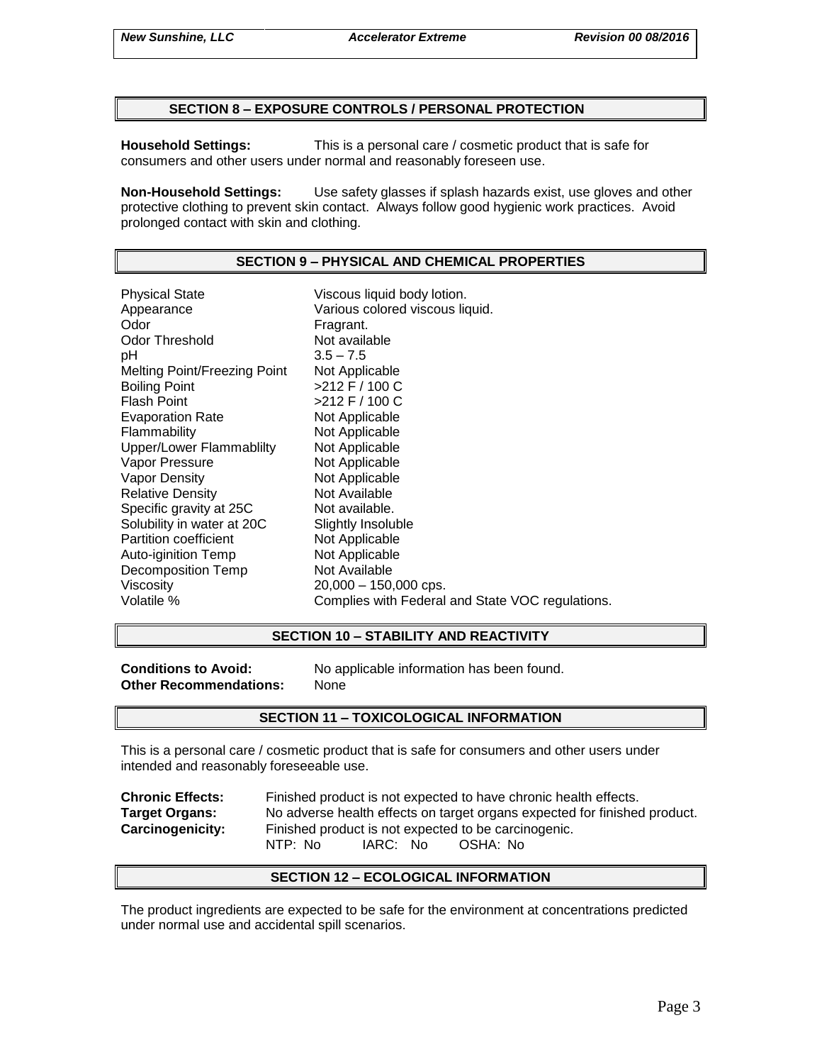## SECTION 8 – EXPOSURE CONTROLS / PERSONAL PROTECTION

**Household Settings:** This is a personal care / cosmetic product that is safe for consumers and other users under normal and reasonably foreseen use.

**Non-Household Settings:** Use safety glasses if splash hazards exist, use gloves and other protective clothing to prevent skin contact. Always follow good hygienic work practices. Avoid prolonged contact with skin and clothing.

## SECTION 9 – PHYSICAL AND CHEMICAL PROPERTIES

| | |
|---|---|
| Physical State | Viscous liquid body lotion. |
| Appearance | Various colored viscous liquid. |
| Odor | Fragrant. |
| Odor Threshold | Not available |
| pH | 3.5 – 7.5 |
| Melting Point/Freezing Point | Not Applicable |
| Boiling Point | >212 F / 100 C |
| Flash Point | >212 F / 100 C |
| Evaporation Rate | Not Applicable |
| Flammability | Not Applicable |
| Upper/Lower Flammablilty | Not Applicable |
| Vapor Pressure | Not Applicable |
| Vapor Density | Not Applicable |
| Relative Density | Not Available |
| Specific gravity at 25C | Not available. |
| Solubility in water at 20C | Slightly Insoluble |
| Partition coefficient | Not Applicable |
| Auto-iginition Temp | Not Applicable |
| Decomposition Temp | Not Available |
| Viscosity | 20,000 – 150,000 cps. |
| Volatile % | Complies with Federal and State VOC regulations. |

## SECTION 10 – STABILITY AND REACTIVITY

**Conditions to Avoid:** No applicable information has been found.
**Other Recommendations:** None

## SECTION 11 – TOXICOLOGICAL INFORMATION

This is a personal care / cosmetic product that is safe for consumers and other users under intended and reasonably foreseeable use.

**Chronic Effects:** Finished product is not expected to have chronic health effects.
**Target Organs:** No adverse health effects on target organs expected for finished product.
**Carcinogenicity:** Finished product is not expected to be carcinogenic.
NTP: No IARC: No OSHA: No

## SECTION 12 – ECOLOGICAL INFORMATION

The product ingredients are expected to be safe for the environment at concentrations predicted under normal use and accidental spill scenarios.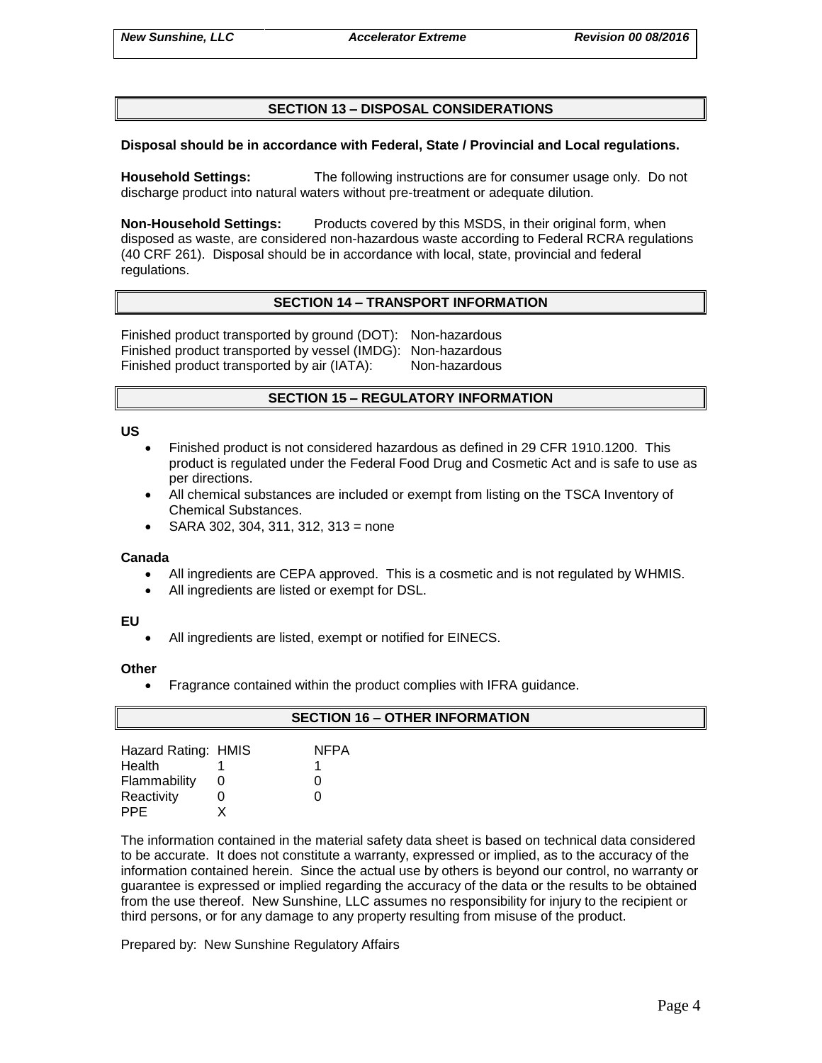## SECTION 13 – DISPOSAL CONSIDERATIONS

**Disposal should be in accordance with Federal, State / Provincial and Local regulations.**

**Household Settings:** The following instructions are for consumer usage only. Do not discharge product into natural waters without pre-treatment or adequate dilution.

**Non-Household Settings:** Products covered by this MSDS, in their original form, when disposed as waste, are considered non-hazardous waste according to Federal RCRA regulations (40 CRF 261). Disposal should be in accordance with local, state, provincial and federal regulations.

## SECTION 14 – TRANSPORT INFORMATION

| | |
|---|---|
| Finished product transported by ground (DOT): | Non-hazardous |
| Finished product transported by vessel (IMDG): | Non-hazardous |
| Finished product transported by air (IATA): | Non-hazardous |

## SECTION 15 – REGULATORY INFORMATION

**US**

- Finished product is not considered hazardous as defined in 29 CFR 1910.1200. This product is regulated under the Federal Food Drug and Cosmetic Act and is safe to use as per directions.
- All chemical substances are included or exempt from listing on the TSCA Inventory of Chemical Substances.
- SARA 302, 304, 311, 312, 313 = none

**Canada**

- All ingredients are CEPA approved. This is a cosmetic and is not regulated by WHMIS.
- All ingredients are listed or exempt for DSL.

**EU**

- All ingredients are listed, exempt or notified for EINECS.

**Other**

- Fragrance contained within the product complies with IFRA guidance.

## SECTION 16 – OTHER INFORMATION

| Hazard Rating: | HMIS | NFPA |
|---|---|---|
| Health | 1 | 1 |
| Flammability | 0 | 0 |
| Reactivity | 0 | 0 |
| PPE | X | |

The information contained in the material safety data sheet is based on technical data considered to be accurate. It does not constitute a warranty, expressed or implied, as to the accuracy of the information contained herein. Since the actual use by others is beyond our control, no warranty or guarantee is expressed or implied regarding the accuracy of the data or the results to be obtained from the use thereof. New Sunshine, LLC assumes no responsibility for injury to the recipient or third persons, or for any damage to any property resulting from misuse of the product.

Prepared by: New Sunshine Regulatory Affairs